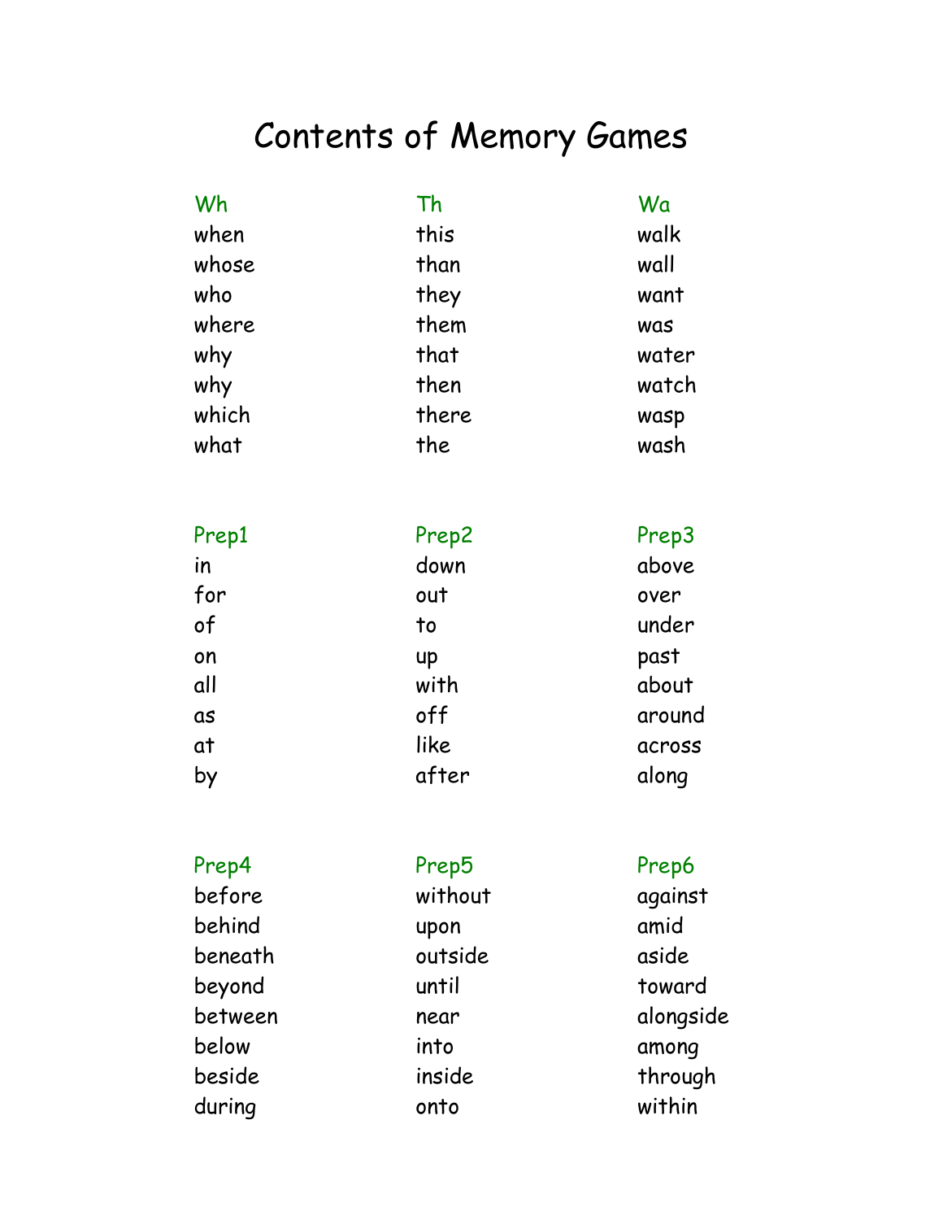# Contents of Memory Games

| Wh | Th | Wa |
| --- | --- | --- |
| when | this | walk |
| whose | than | wall |
| who | they | want |
| where | them | was |
| why | that | water |
| why | then | watch |
| which | there | wasp |
| what | the | wash |

| Prep1 | Prep2 | Prep3 |
| --- | --- | --- |
| in | down | above |
| for | out | over |
| of | to | under |
| on | up | past |
| all | with | about |
| as | off | around |
| at | like | across |
| by | after | along |

| Prep4 | Prep5 | Prep6 |
| --- | --- | --- |
| before | without | against |
| behind | upon | amid |
| beneath | outside | aside |
| beyond | until | toward |
| between | near | alongside |
| below | into | among |
| beside | inside | through |
| during | onto | within |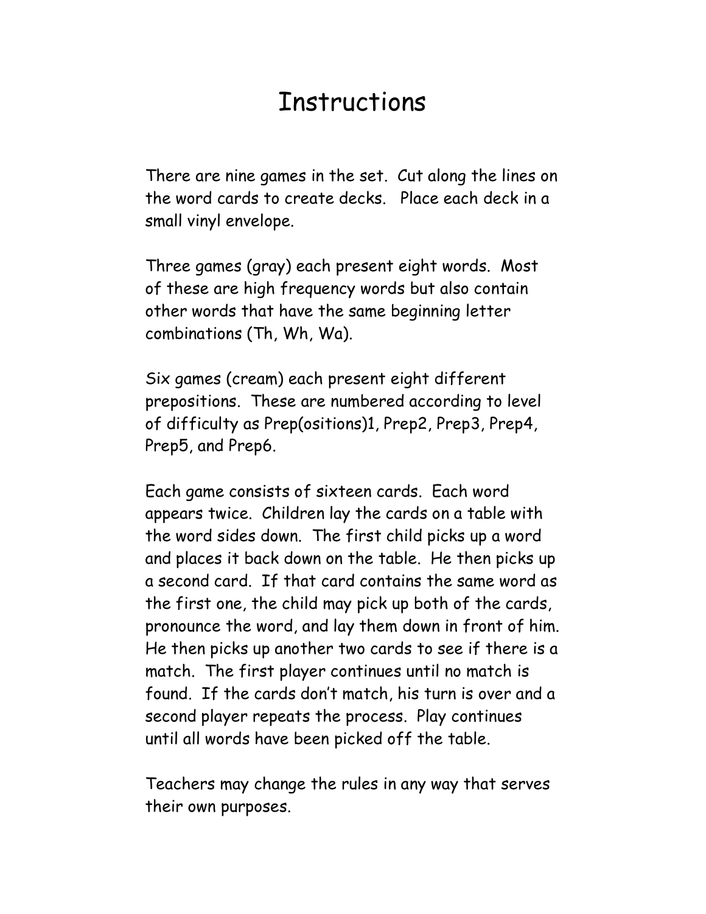# Instructions

There are nine games in the set. Cut along the lines on the word cards to create decks. Place each deck in a small vinyl envelope.

Three games (gray) each present eight words. Most of these are high frequency words but also contain other words that have the same beginning letter combinations (Th, Wh, Wa).

Six games (cream) each present eight different prepositions. These are numbered according to level of difficulty as Prep(ositions)1, Prep2, Prep3, Prep4, Prep5, and Prep6.

Each game consists of sixteen cards. Each word appears twice. Children lay the cards on a table with the word sides down. The first child picks up a word and places it back down on the table. He then picks up a second card. If that card contains the same word as the first one, the child may pick up both of the cards, pronounce the word, and lay them down in front of him. He then picks up another two cards to see if there is a match. The first player continues until no match is found. If the cards don't match, his turn is over and a second player repeats the process. Play continues until all words have been picked off the table.

Teachers may change the rules in any way that serves their own purposes.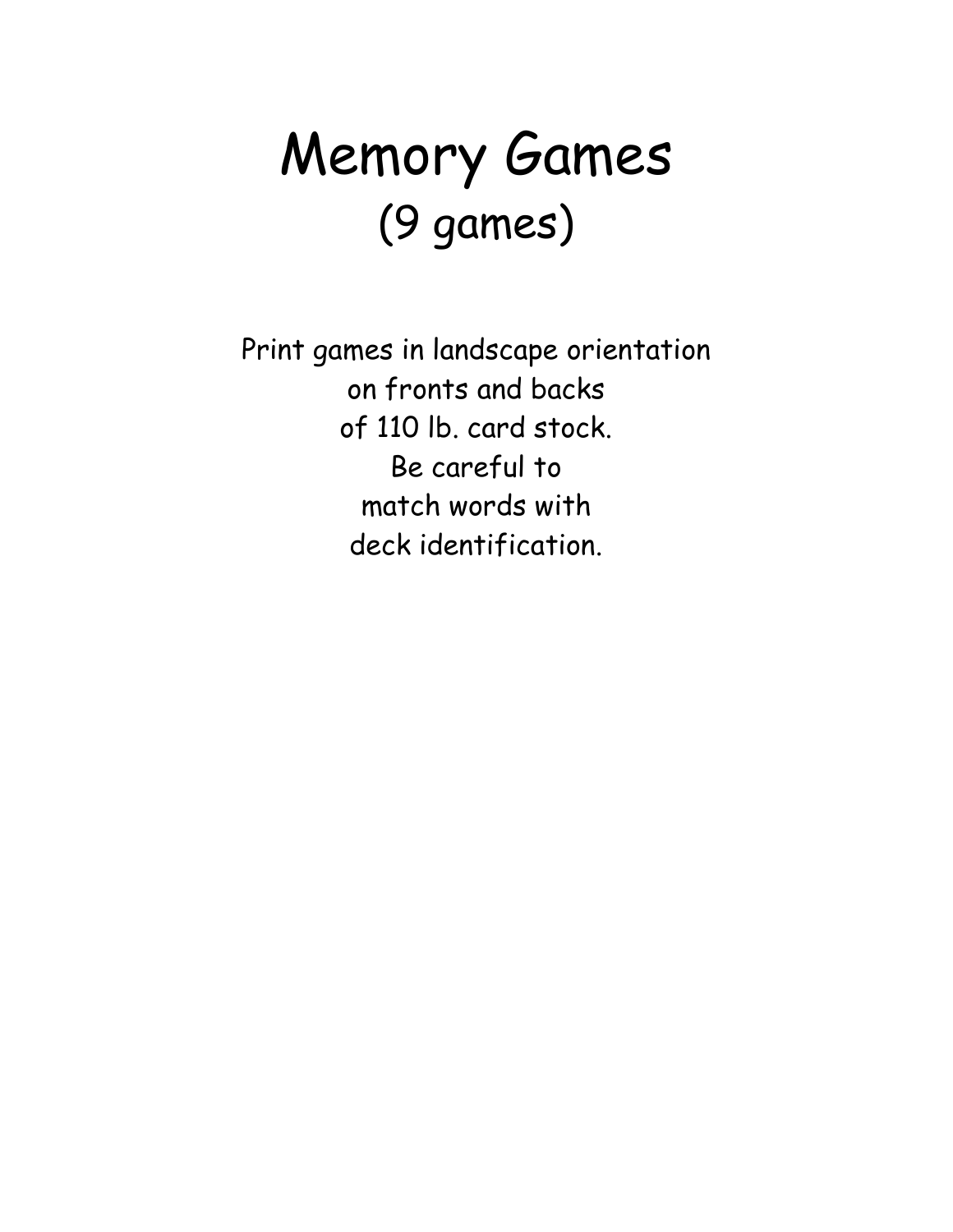# Memory Games
## (9 games)

Print games in landscape orientation
on fronts and backs
of 110 lb. card stock.
Be careful to
match words with
deck identification.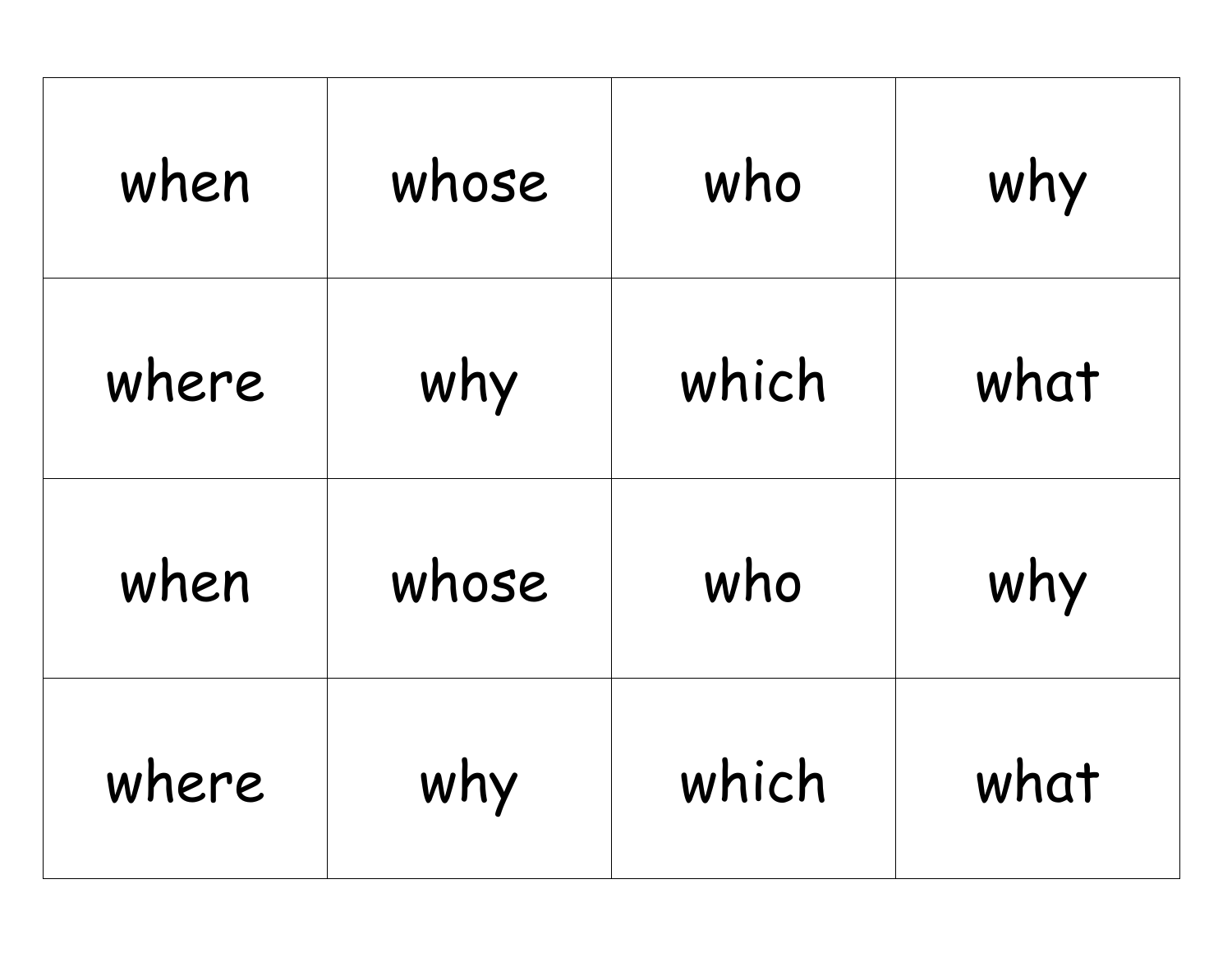| when | whose | who | why |
| --- | --- | --- | --- |
| where | why | which | what |
| when | whose | who | why |
| where | why | which | what |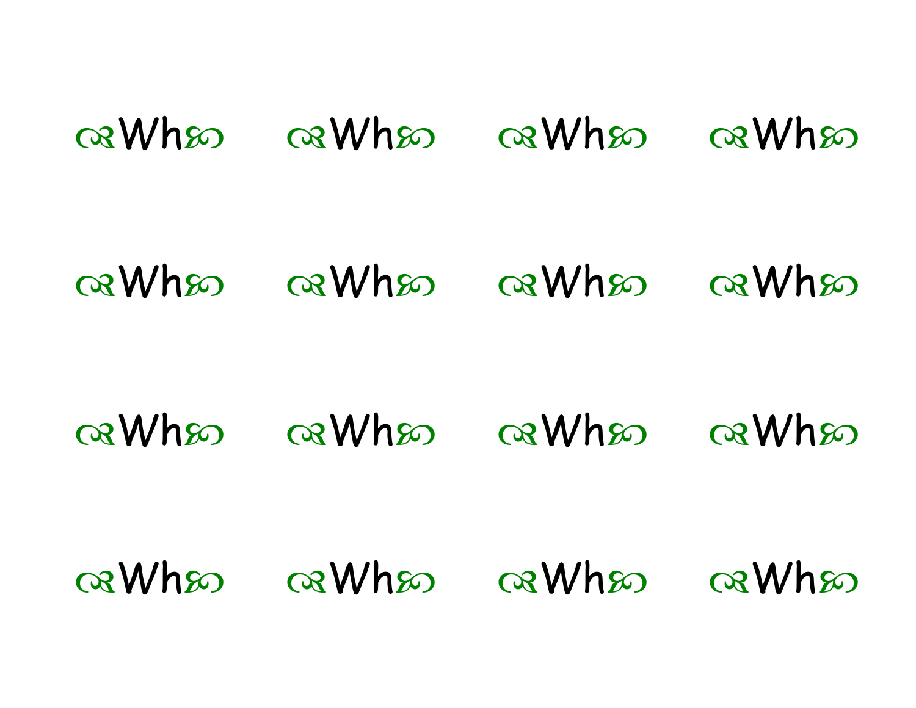❦Wh❧ ❦Wh❧ ❦Wh❧ ❦Wh❧

❦Wh❧ ❦Wh❧ ❦Wh❧ ❦Wh❧

❦Wh❧ ❦Wh❧ ❦Wh❧ ❦Wh❧

❦Wh❧ ❦Wh❧ ❦Wh❧ ❦Wh❧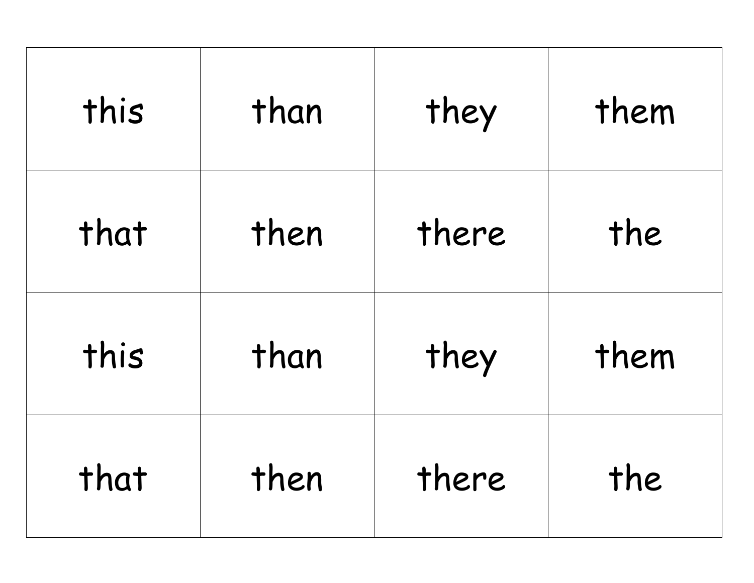| this | than | they | them |
| --- | --- | --- | --- |
| that | then | there | the |
| this | than | they | them |
| that | then | there | the |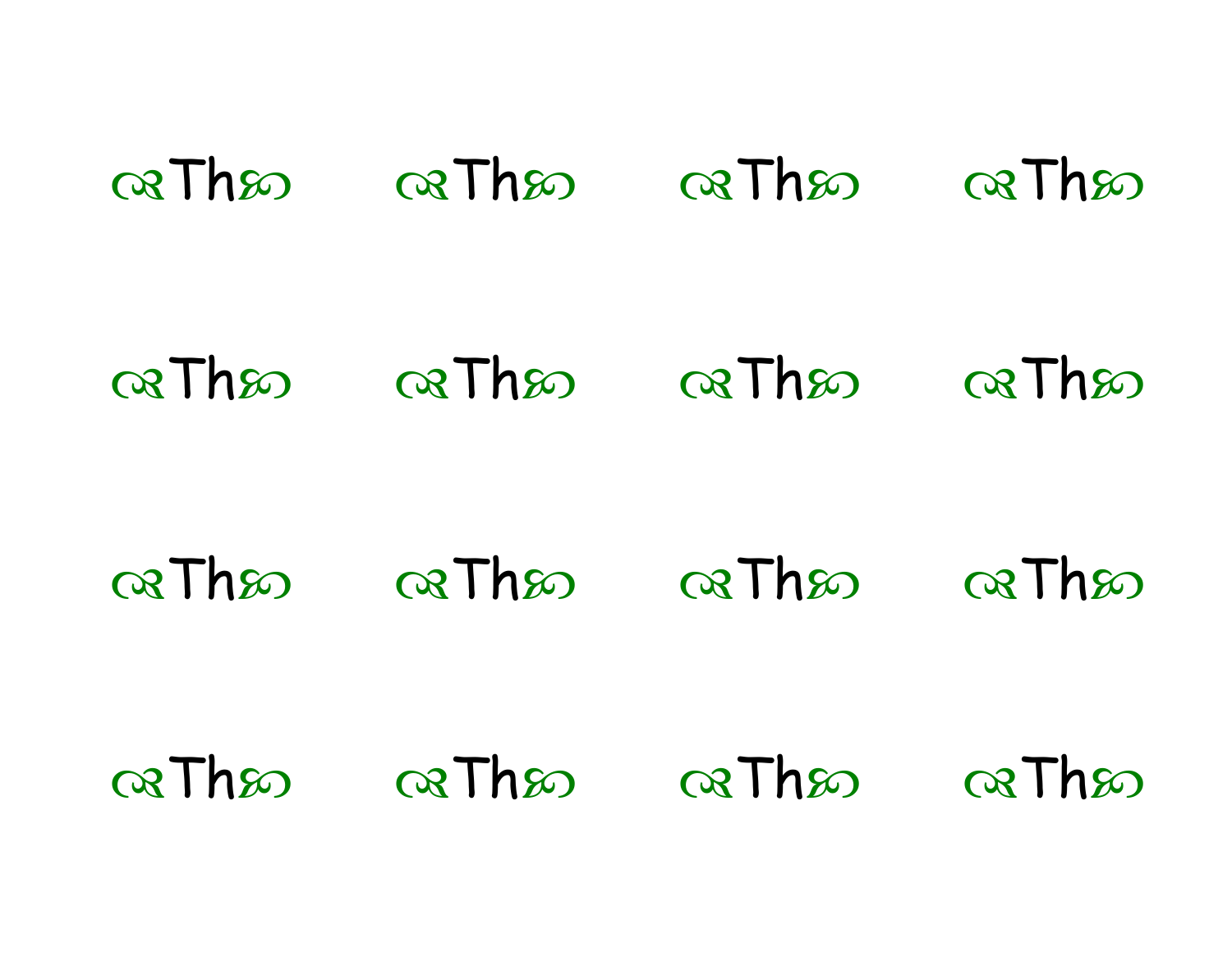☙Th❧ ☙Th❧ ☙Th❧ ☙Th❧

☙Th❧ ☙Th❧ ☙Th❧ ☙Th❧

☙Th❧ ☙Th❧ ☙Th❧ ☙Th❧

☙Th❧ ☙Th❧ ☙Th❧ ☙Th❧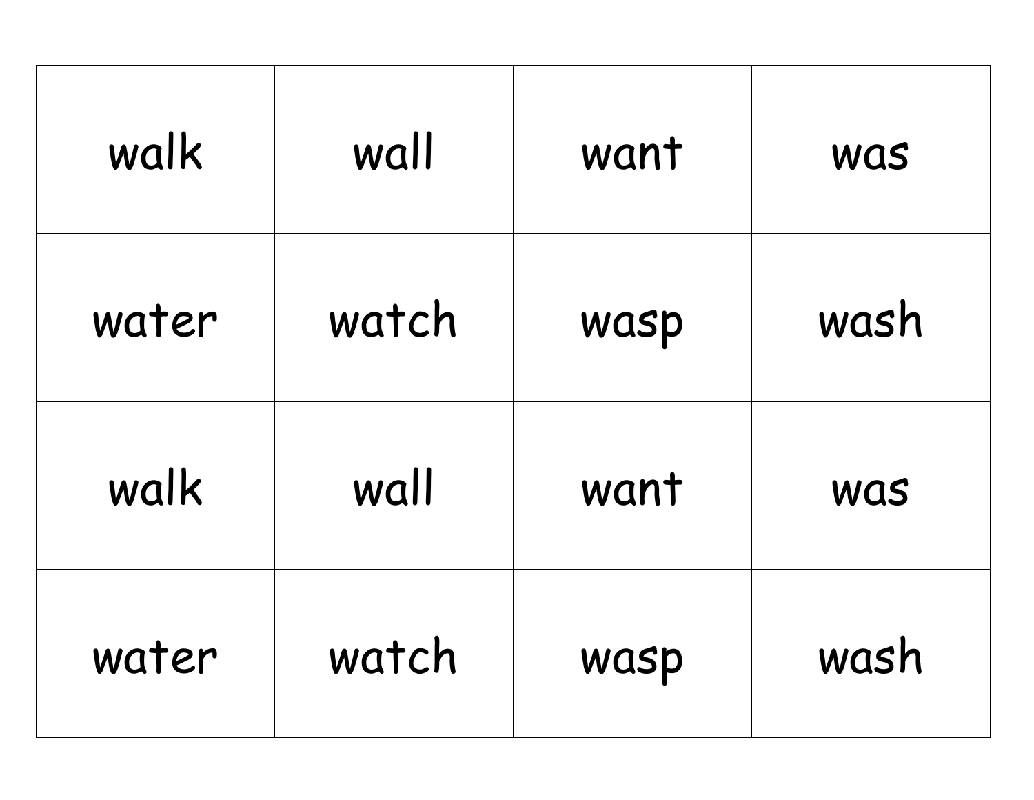| walk | wall | want | was |
|---|---|---|---|
| water | watch | wasp | wash |
| walk | wall | want | was |
| water | watch | wasp | wash |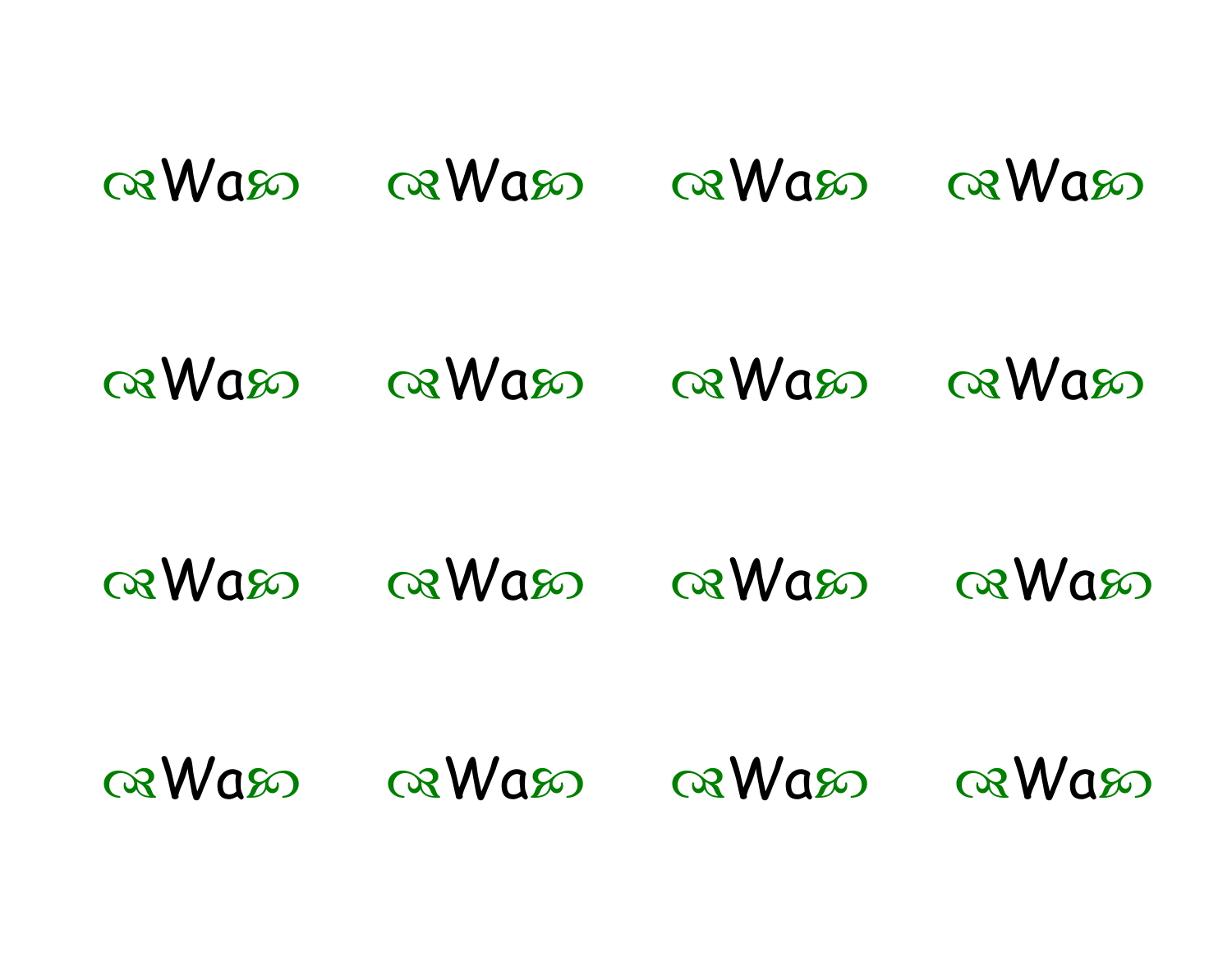☙Wa❧ ☙Wa❧ ☙Wa❧ ☙Wa❧

☙Wa❧ ☙Wa❧ ☙Wa❧ ☙Wa❧

☙Wa❧ ☙Wa❧ ☙Wa❧ ☙Wa❧

☙Wa❧ ☙Wa❧ ☙Wa❧ ☙Wa❧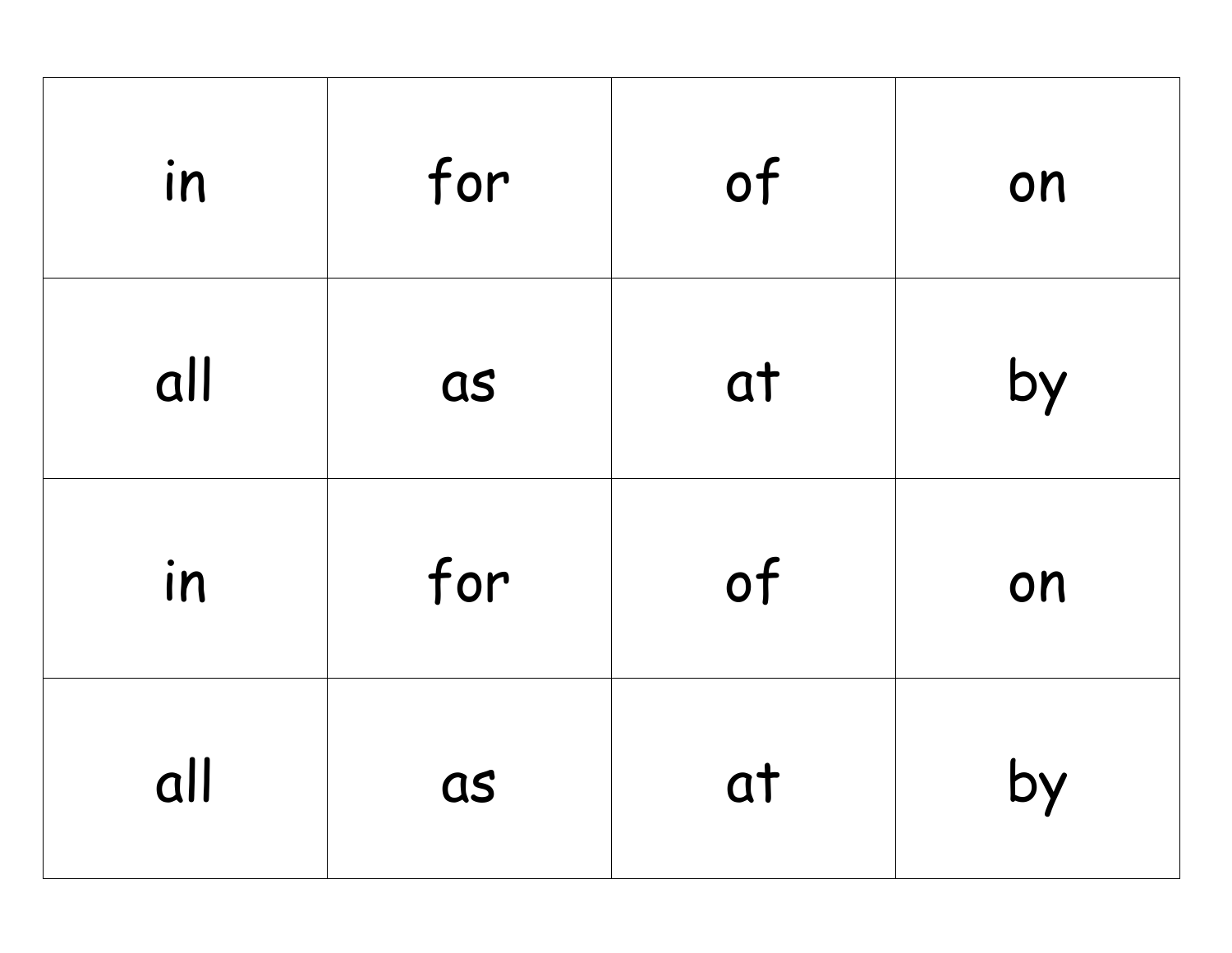| | | | |
|---|---|---|---|
| in | for | of | on |
| all | as | at | by |
| in | for | of | on |
| all | as | at | by |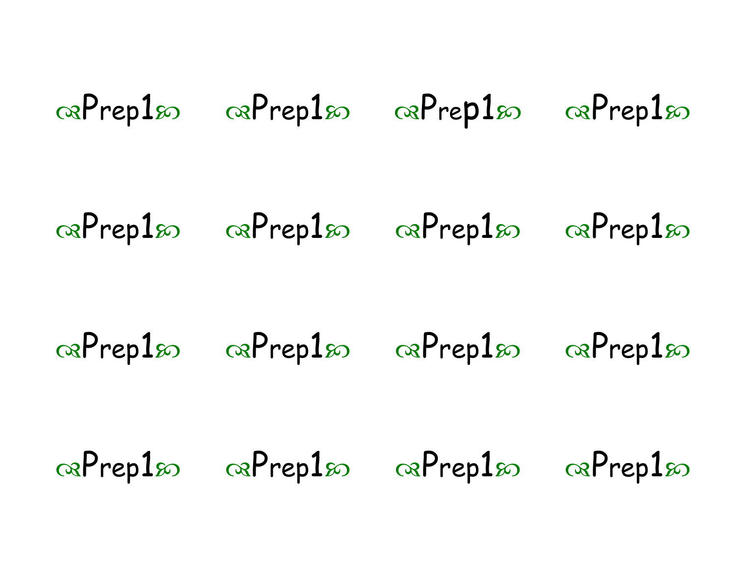| | | | |
|---|---|---|---|
| ❧Prep1☙ | ❧Prep1☙ | ❧Prep1☙ | ❧Prep1☙ |
| ❧Prep1☙ | ❧Prep1☙ | ❧Prep1☙ | ❧Prep1☙ |
| ❧Prep1☙ | ❧Prep1☙ | ❧Prep1☙ | ❧Prep1☙ |
| ❧Prep1☙ | ❧Prep1☙ | ❧Prep1☙ | ❧Prep1☙ |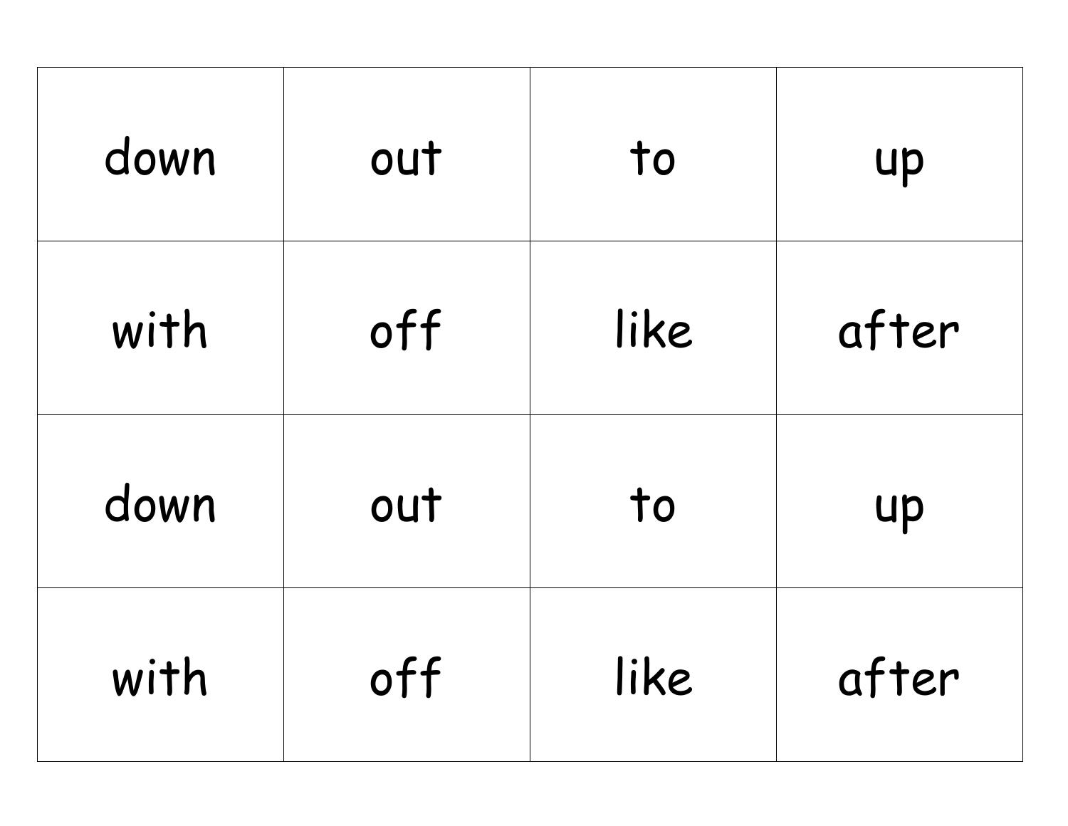| down | out | to | up |
| --- | --- | --- | --- |
| with | off | like | after |
| down | out | to | up |
| with | off | like | after |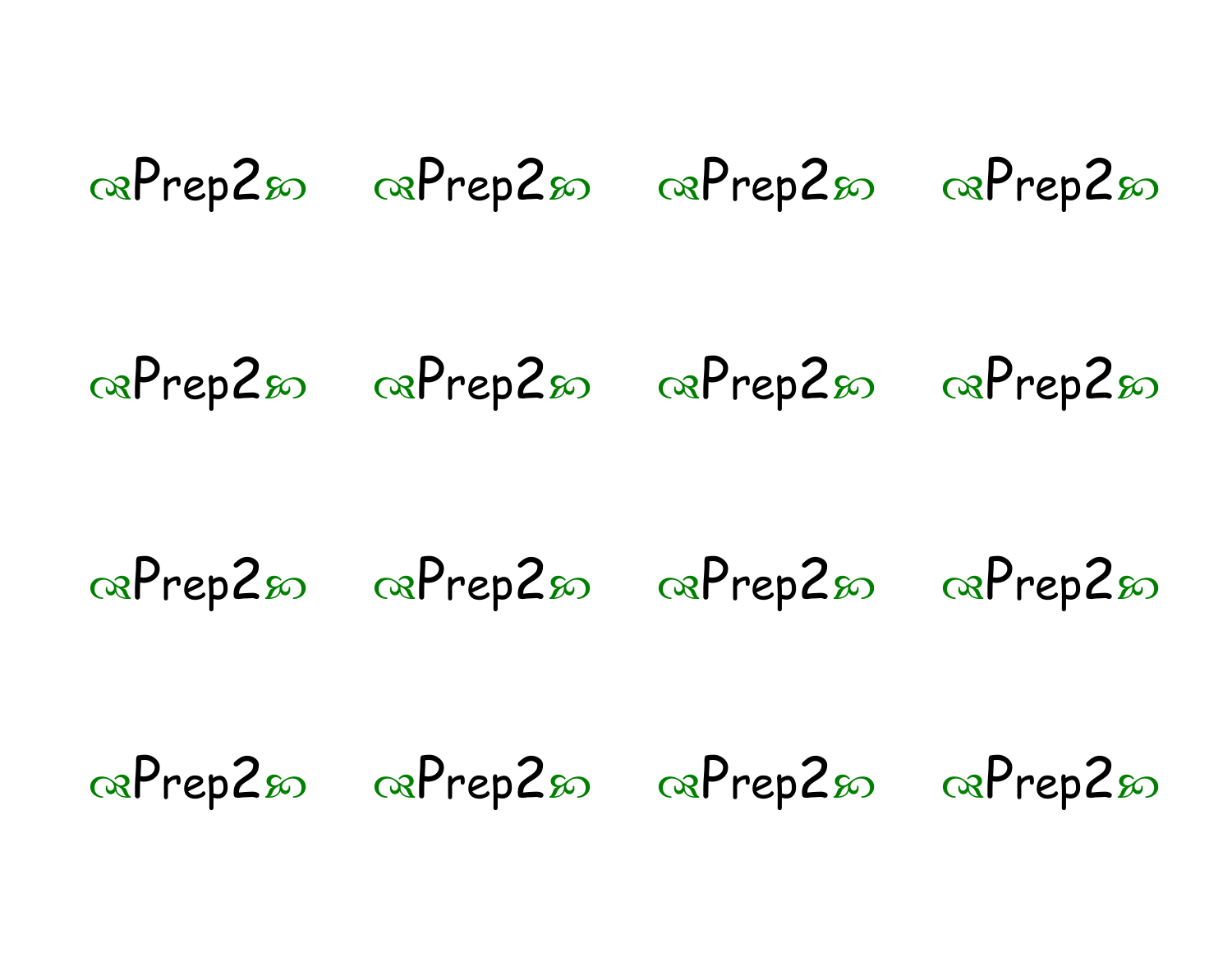Prep2 Prep2 Prep2 Prep2

Prep2 Prep2 Prep2 Prep2

Prep2 Prep2 Prep2 Prep2

Prep2 Prep2 Prep2 Prep2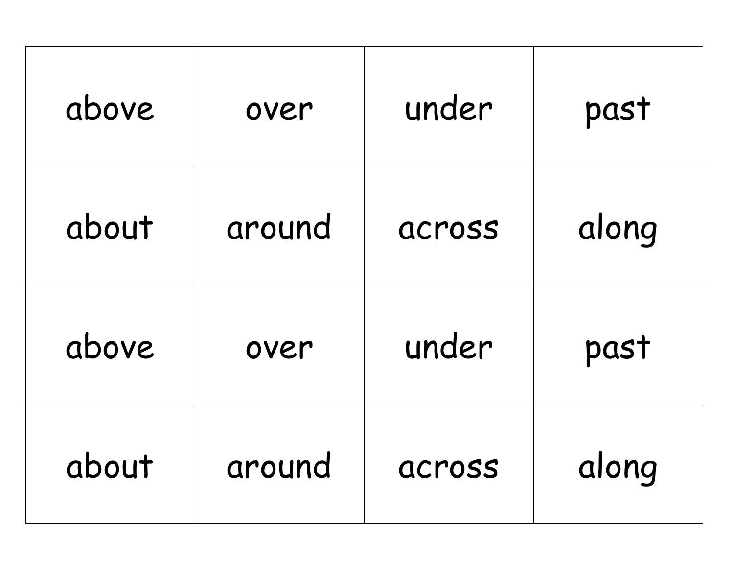| above | over | under | past |
| --- | --- | --- | --- |
| about | around | across | along |
| above | over | under | past |
| about | around | across | along |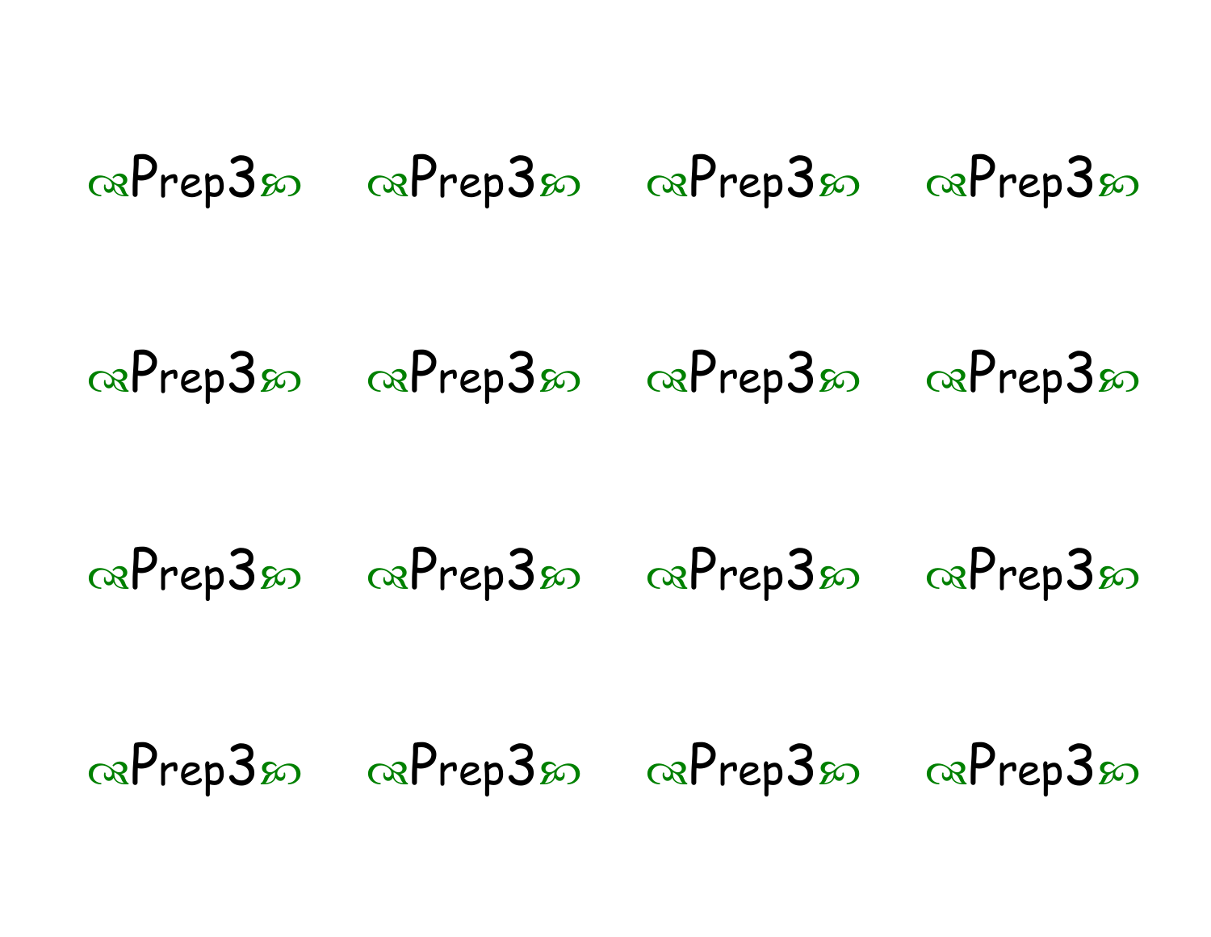| | | | |
|---|---|---|---|
| ☙Prep3❧ | ☙Prep3❧ | ☙Prep3❧ | ☙Prep3❧ |
| ☙Prep3❧ | ☙Prep3❧ | ☙Prep3❧ | ☙Prep3❧ |
| ☙Prep3❧ | ☙Prep3❧ | ☙Prep3❧ | ☙Prep3❧ |
| ☙Prep3❧ | ☙Prep3❧ | ☙Prep3❧ | ☙Prep3❧ |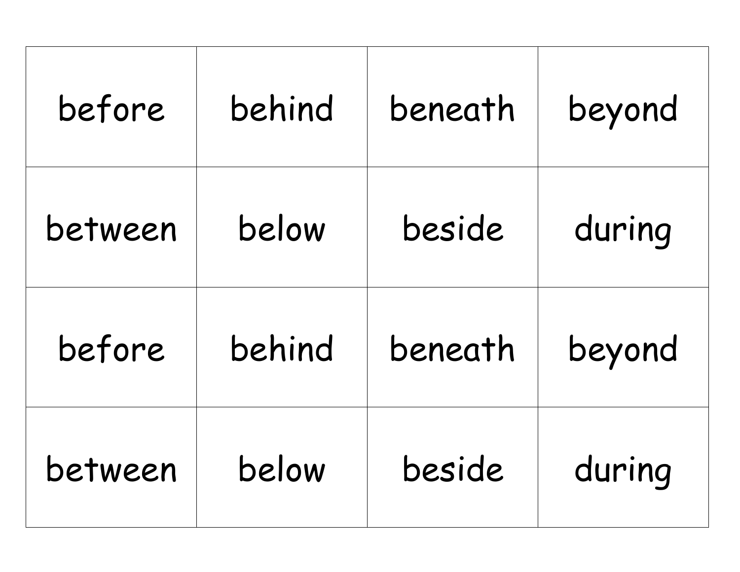| before | behind | beneath | beyond |
| --- | --- | --- | --- |
| between | below | beside | during |
| before | behind | beneath | beyond |
| between | below | beside | during |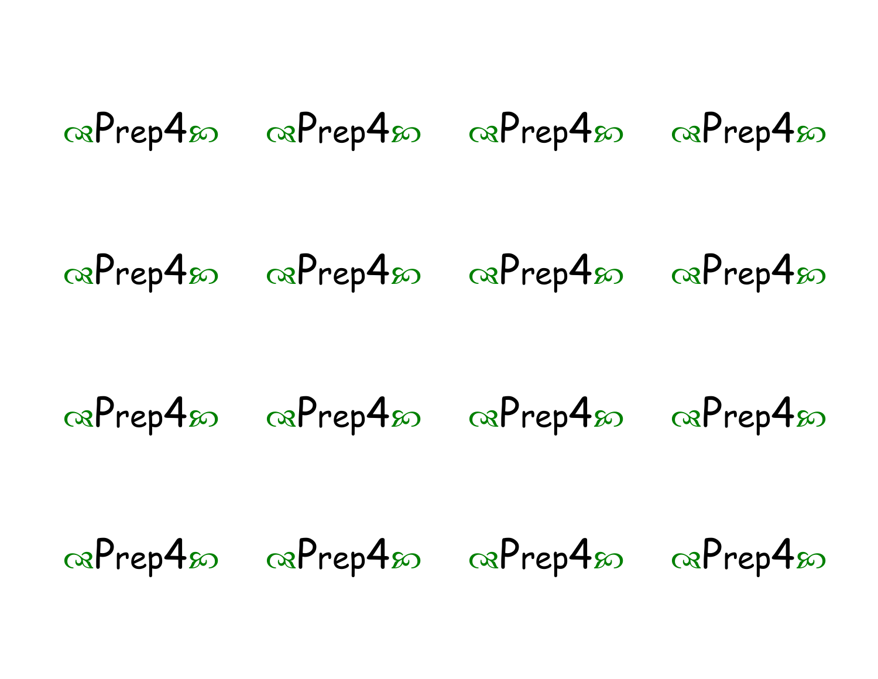❧Prep4☙ ❧Prep4☙ ❧Prep4☙ ❧Prep4☙

❧Prep4☙ ❧Prep4☙ ❧Prep4☙ ❧Prep4☙

❧Prep4☙ ❧Prep4☙ ❧Prep4☙ ❧Prep4☙

❧Prep4☙ ❧Prep4☙ ❧Prep4☙ ❧Prep4☙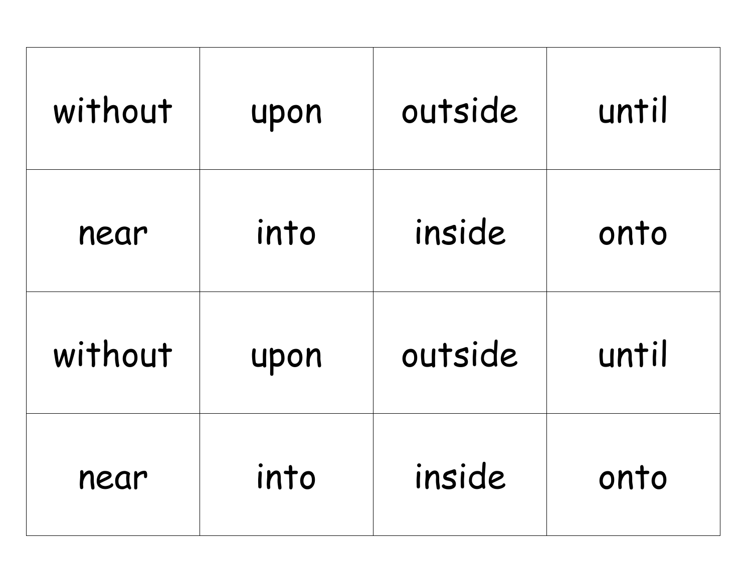| without | upon | outside | until |
|---|---|---|---|
| near | into | inside | onto |
| without | upon | outside | until |
| near | into | inside | onto |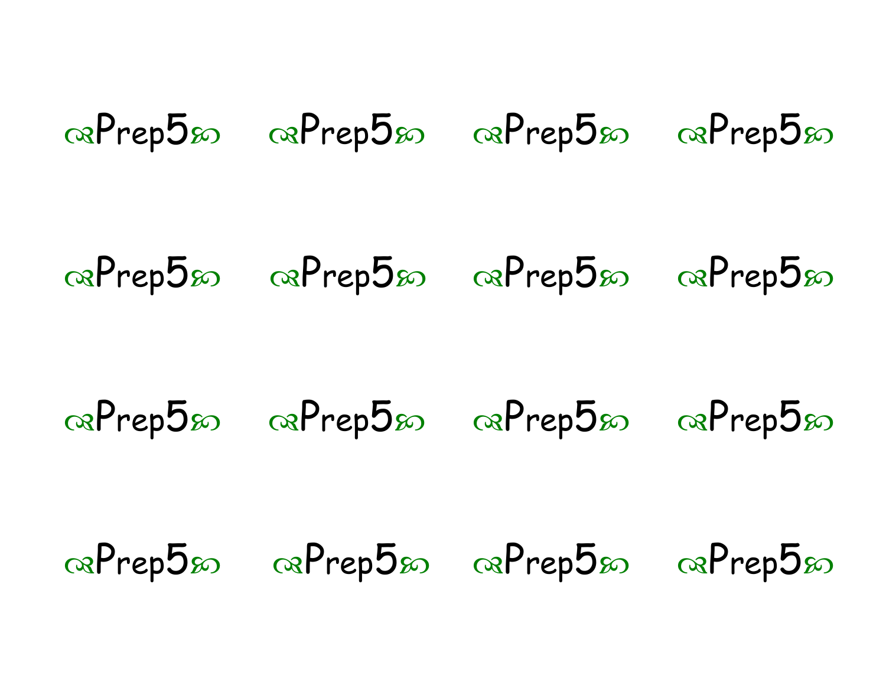☙Prep5❧ ☙Prep5❧ ☙Prep5❧ ☙Prep5❧

☙Prep5❧ ☙Prep5❧ ☙Prep5❧ ☙Prep5❧

☙Prep5❧ ☙Prep5❧ ☙Prep5❧ ☙Prep5❧

☙Prep5❧ ☙Prep5❧ ☙Prep5❧ ☙Prep5❧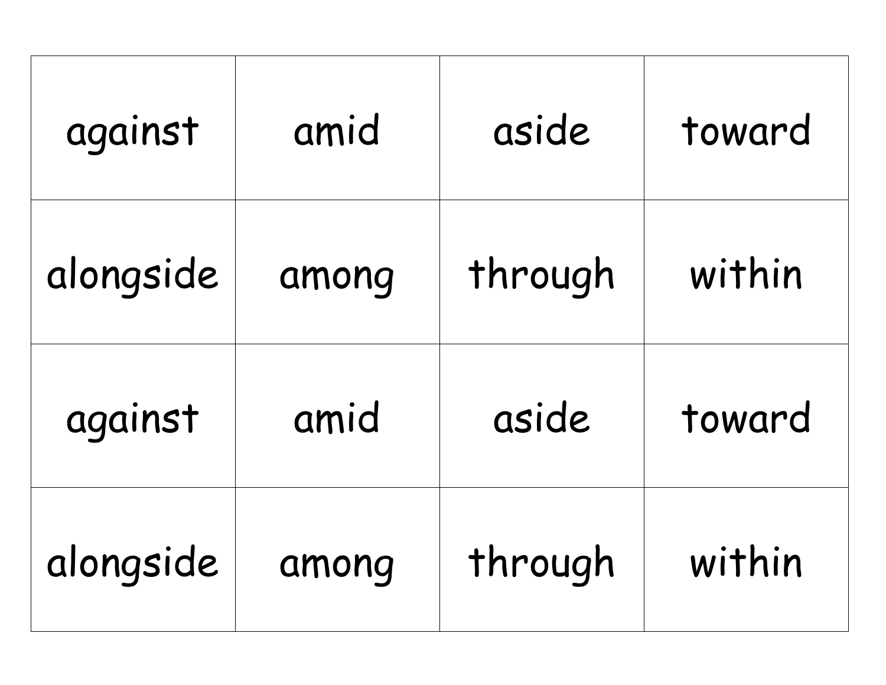| against | amid | aside | toward |
| --- | --- | --- | --- |
| alongside | among | through | within |
| against | amid | aside | toward |
| alongside | among | through | within |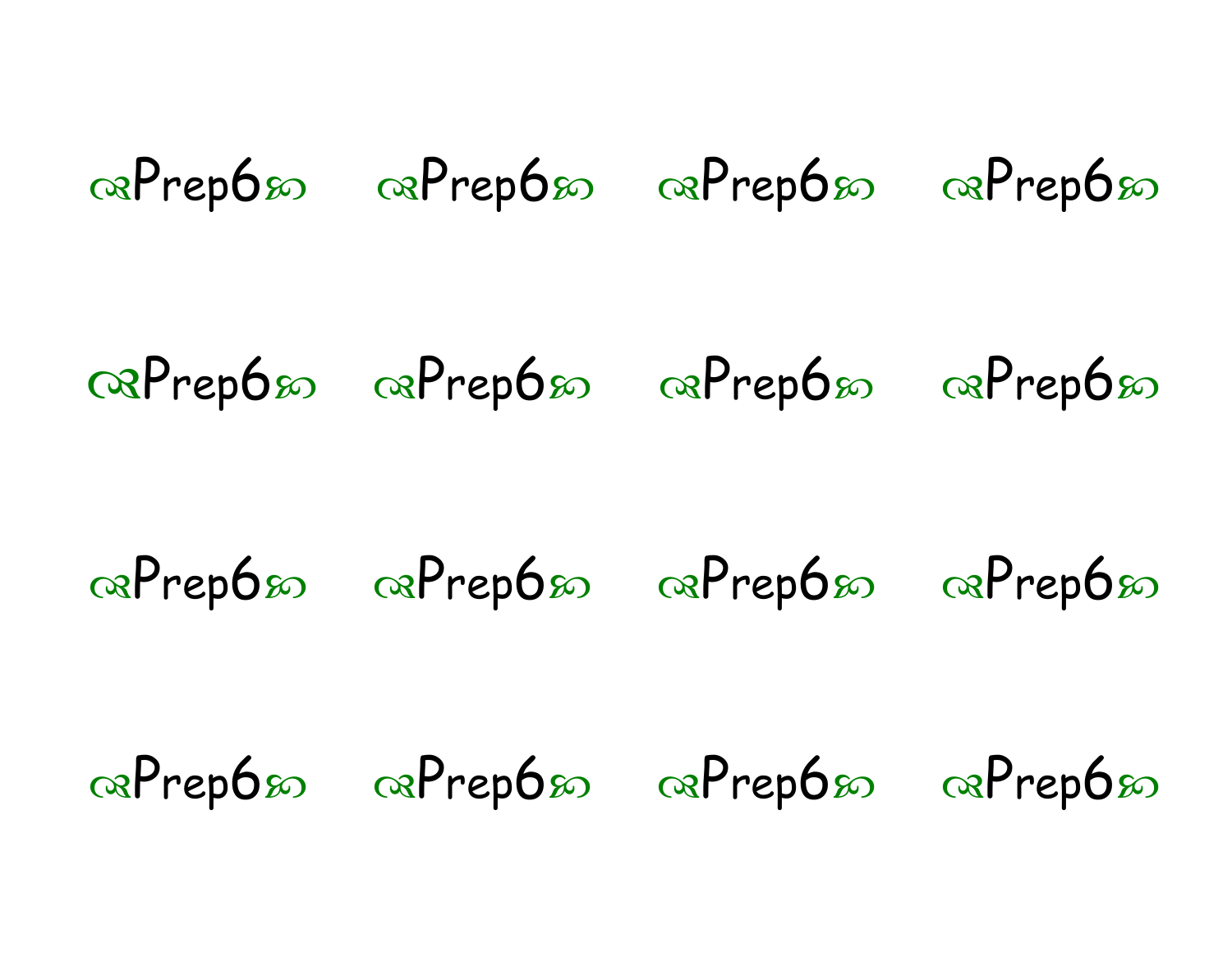| | | | |
|---|---|---|---|
| Prep6 | Prep6 | Prep6 | Prep6 |
| Prep6 | Prep6 | Prep6 | Prep6 |
| Prep6 | Prep6 | Prep6 | Prep6 |
| Prep6 | Prep6 | Prep6 | Prep6 |